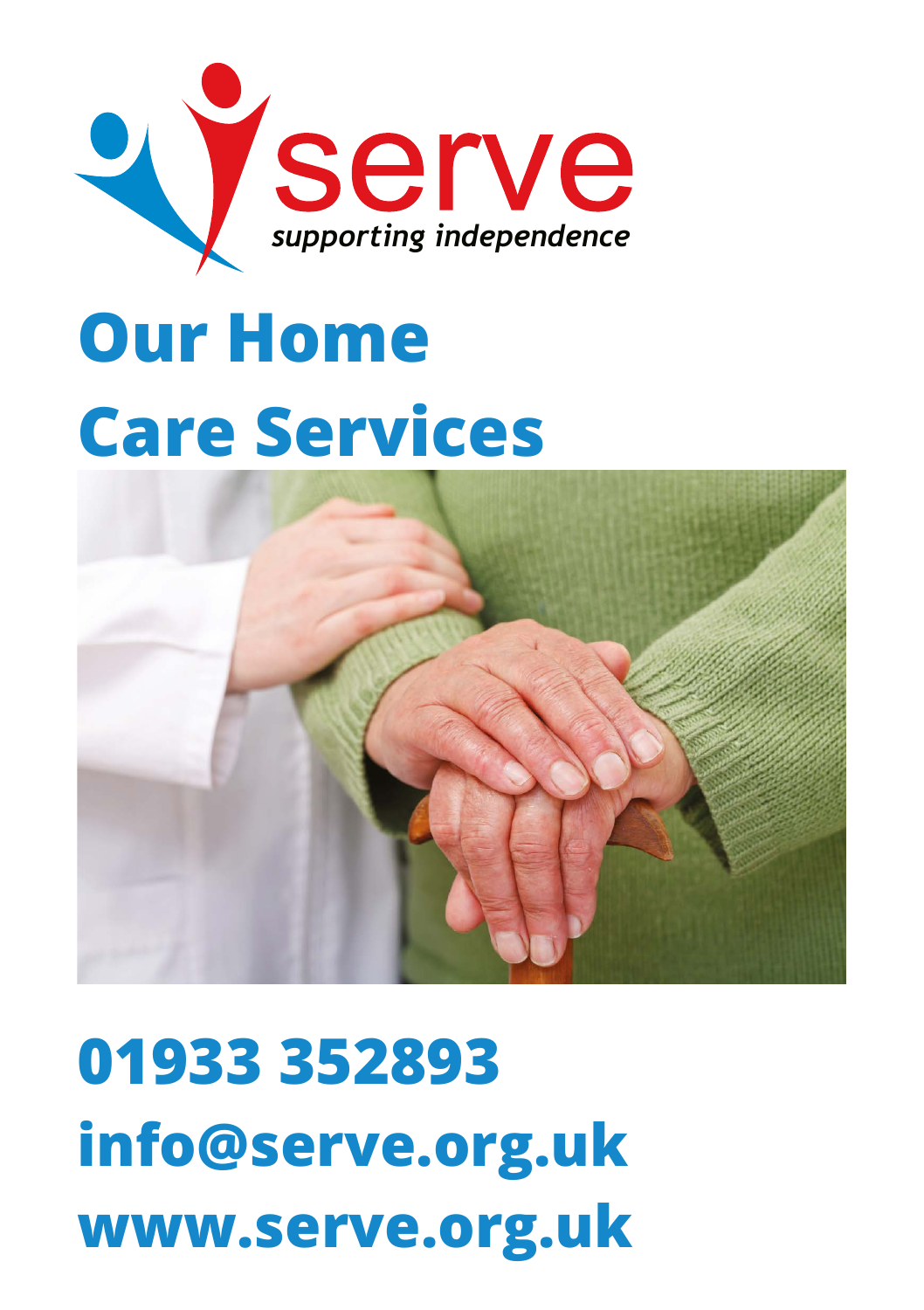serve

*supporting independence*

# Our Home Care Services

**01933 352893**

**info@serve.org.uk**

**www.serve.org.uk**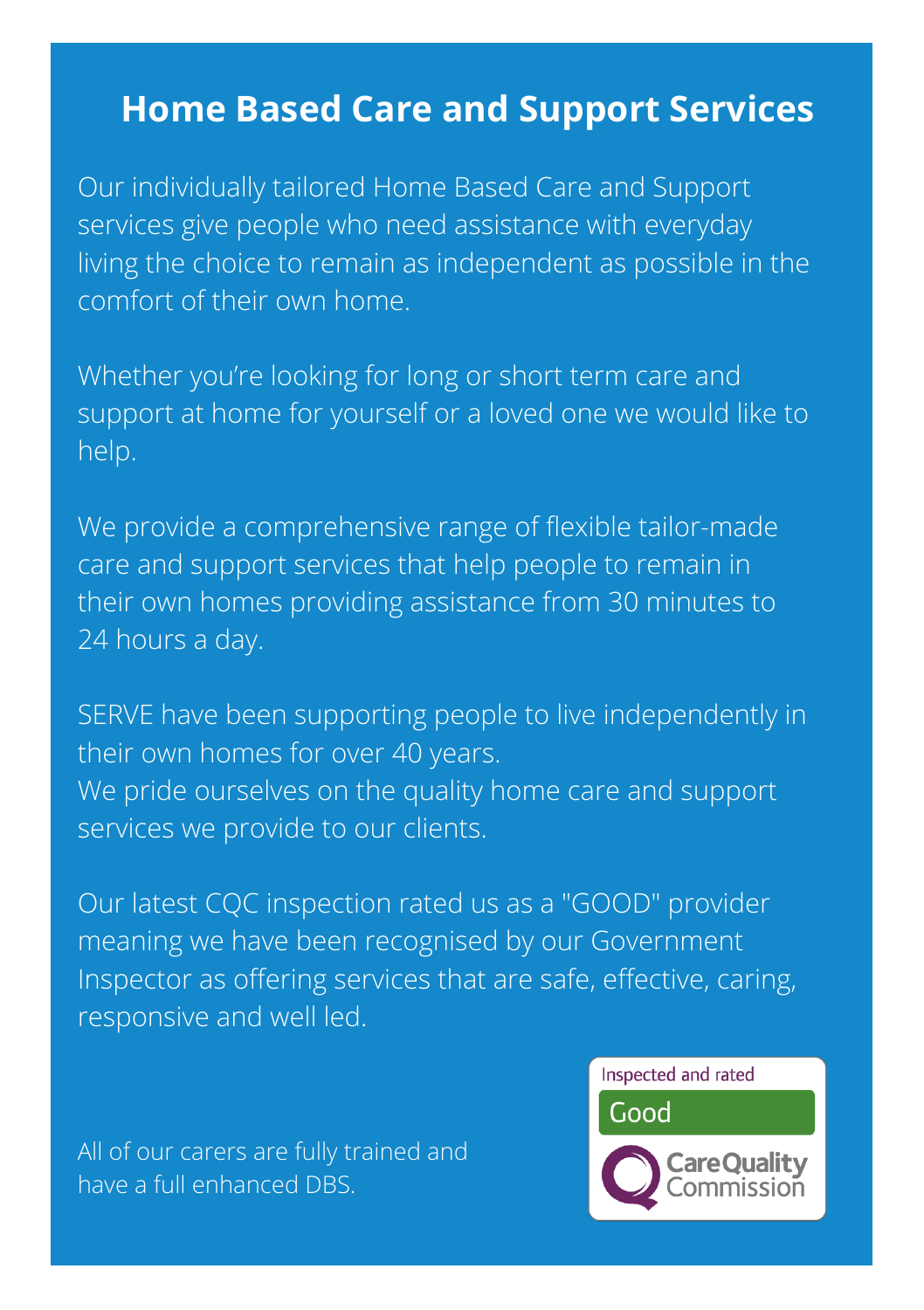# Home Based Care and Support Services

Our individually tailored Home Based Care and Support services give people who need assistance with everyday living the choice to remain as independent as possible in the comfort of their own home.

Whether you're looking for long or short term care and support at home for yourself or a loved one we would like to help.

We provide a comprehensive range of flexible tailor-made care and support services that help people to remain in their own homes providing assistance from 30 minutes to 24 hours a day.

SERVE have been supporting people to live independently in their own homes for over 40 years.
We pride ourselves on the quality home care and support services we provide to our clients.

Our latest CQC inspection rated us as a "GOOD" provider meaning we have been recognised by our Government Inspector as offering services that are safe, effective, caring, responsive and well led.

All of our carers are fully trained and have a full enhanced DBS.

Inspected and rated
Good
Care Quality Commission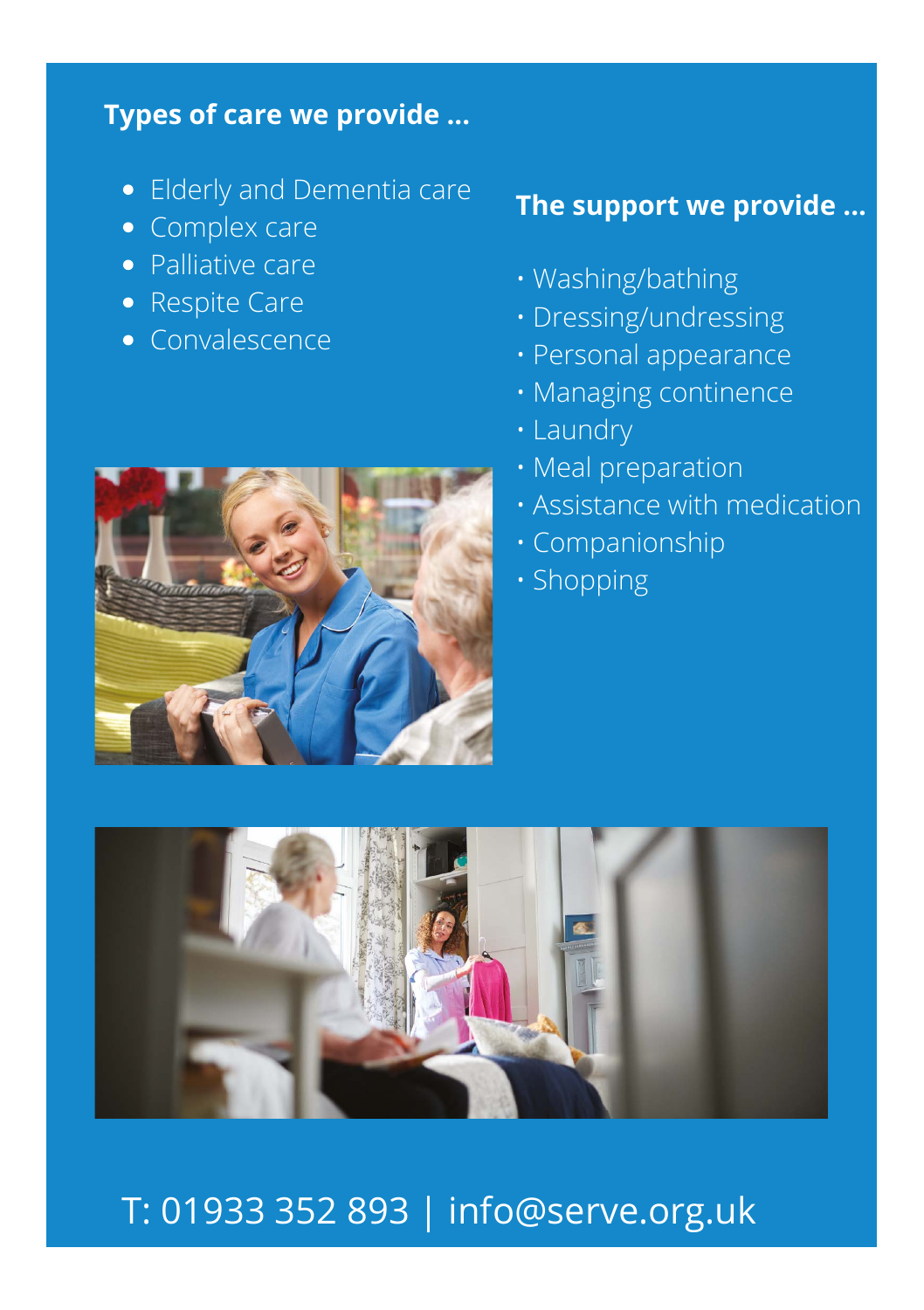**Types of care we provide ...**

- Elderly and Dementia care
- Complex care
- Palliative care
- Respite Care
- Convalescence

**The support we provide ...**

- Washing/bathing
- Dressing/undressing
- Personal appearance
- Managing continence
- Laundry
- Meal preparation
- Assistance with medication
- Companionship
- Shopping

T: 01933 352 893 | info@serve.org.uk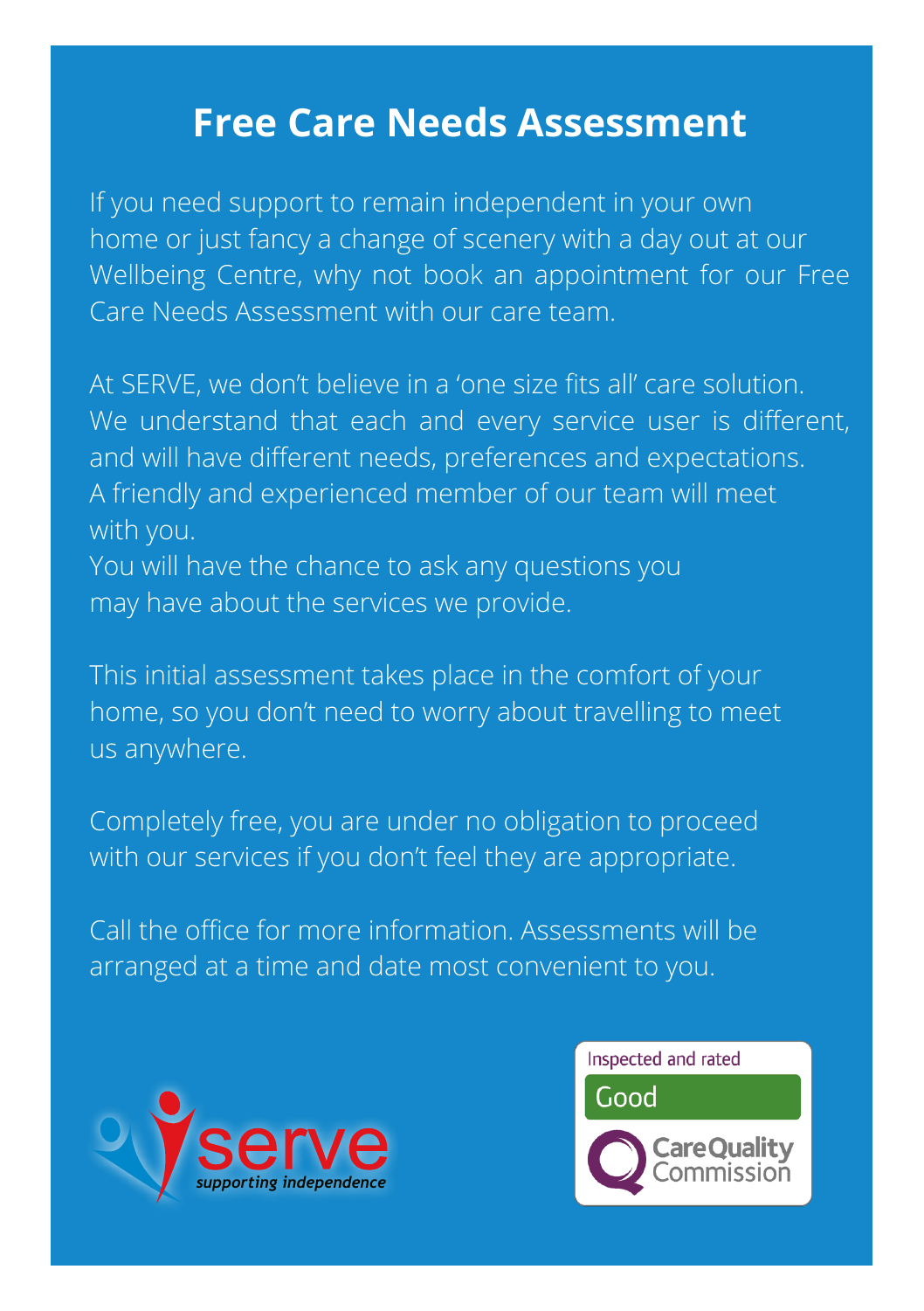# Free Care Needs Assessment

If you need support to remain independent in your own home or just fancy a change of scenery with a day out at our Wellbeing Centre, why not book an appointment for our Free Care Needs Assessment with our care team.

At SERVE, we don't believe in a 'one size fits all' care solution. We understand that each and every service user is different, and will have different needs, preferences and expectations. A friendly and experienced member of our team will meet with you.
You will have the chance to ask any questions you may have about the services we provide.

This initial assessment takes place in the comfort of your home, so you don't need to worry about travelling to meet us anywhere.

Completely free, you are under no obligation to proceed with our services if you don't feel they are appropriate.

Call the office for more information. Assessments will be arranged at a time and date most convenient to you.

serve
*supporting independence*

Inspected and rated
Good
Care Quality Commission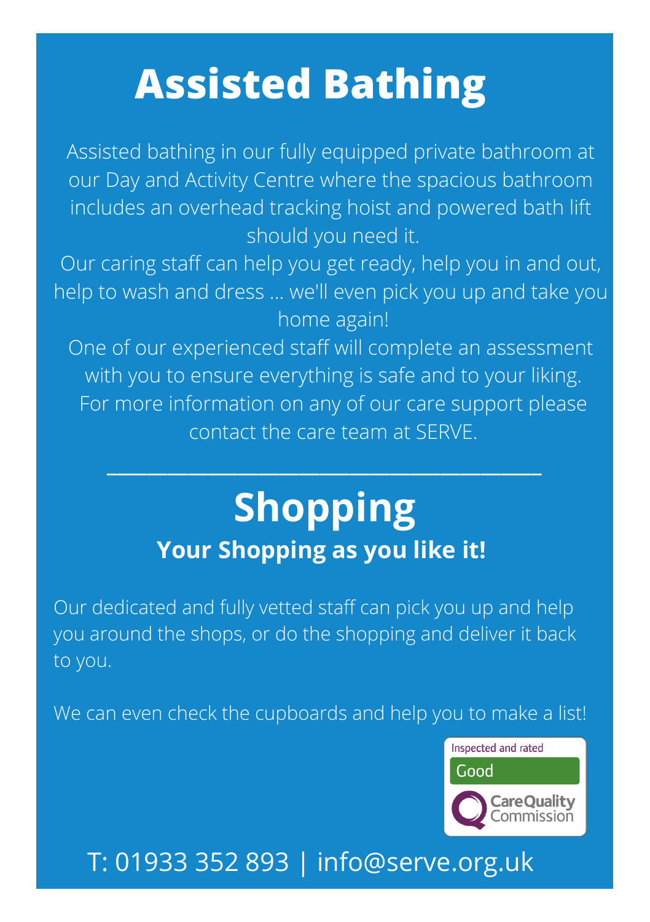# Assisted Bathing

Assisted bathing in our fully equipped private bathroom at our Day and Activity Centre where the spacious bathroom includes an overhead tracking hoist and powered bath lift should you need it.

Our caring staff can help you get ready, help you in and out, help to wash and dress ... we'll even pick you up and take you home again!

One of our experienced staff will complete an assessment with you to ensure everything is safe and to your liking.

For more information on any of our care support please contact the care team at SERVE.

---

# Shopping

**Your Shopping as you like it!**

Our dedicated and fully vetted staff can pick you up and help you around the shops, or do the shopping and deliver it back to you.

We can even check the cupboards and help you to make a list!

Inspected and rated Good – Care Quality Commission

T: 01933 352 893 | info@serve.org.uk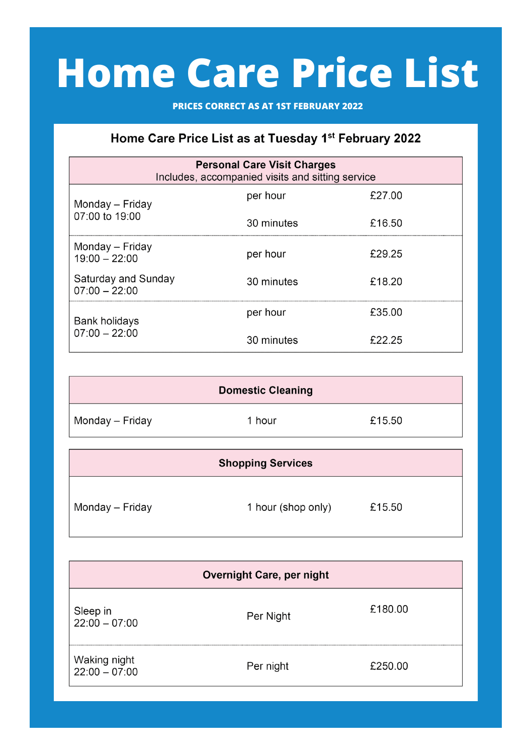# Home Care Price List

**PRICES CORRECT AS AT 1ST FEBRUARY 2022**

## Home Care Price List as at Tuesday 1st February 2022

| **Personal Care Visit Charges** Includes, accompanied visits and sitting service | | |
|---|---|---|
| Monday – Friday 07:00 to 19:00 | per hour | £27.00 |
| | 30 minutes | £16.50 |
| Monday – Friday 19:00 – 22:00 | per hour | £29.25 |
| Saturday and Sunday 07:00 – 22:00 | 30 minutes | £18.20 |
| Bank holidays 07:00 – 22:00 | per hour | £35.00 |
| | 30 minutes | £22.25 |

| **Domestic Cleaning** | | |
|---|---|---|
| Monday – Friday | 1 hour | £15.50 |

| **Shopping Services** | | |
|---|---|---|
| Monday – Friday | 1 hour (shop only) | £15.50 |

| **Overnight Care, per night** | | |
|---|---|---|
| Sleep in 22:00 – 07:00 | Per Night | £180.00 |
| Waking night 22:00 – 07:00 | Per night | £250.00 |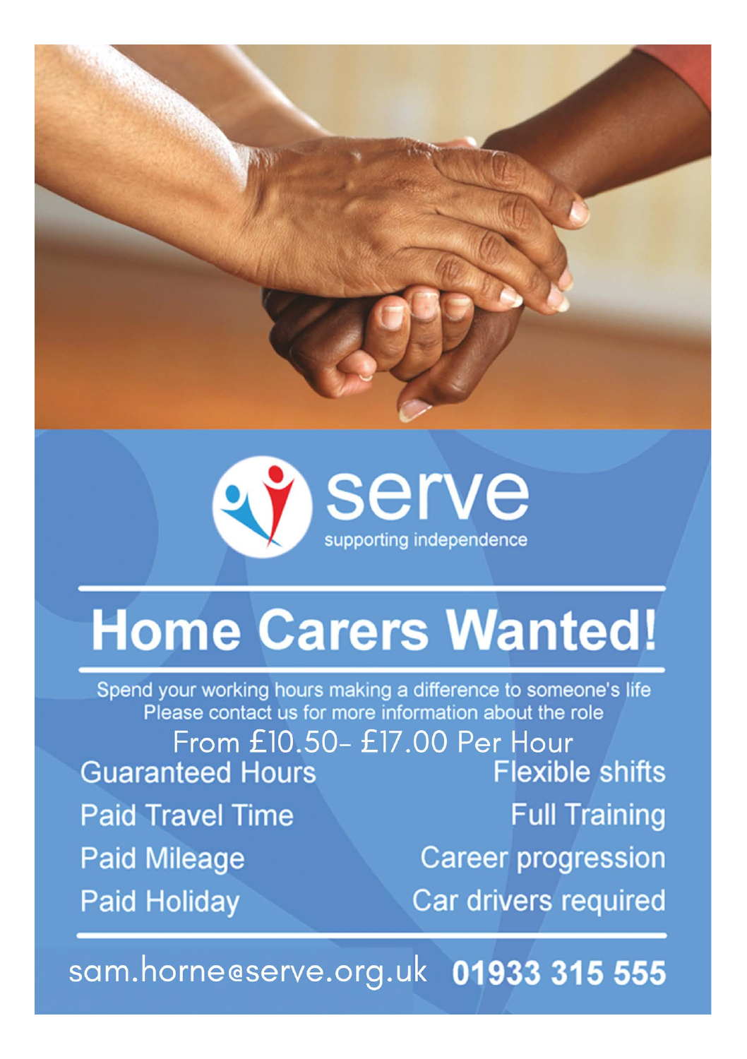serve

supporting independence

# Home Carers Wanted!

Spend your working hours making a difference to someone's life
Please contact us for more information about the role

From £10.50- £17.00 Per Hour

- Guaranteed Hours
- Paid Travel Time
- Paid Mileage
- Paid Holiday
- Flexible shifts
- Full Training
- Career progression
- Car drivers required

sam.horne@serve.org.uk **01933 315 555**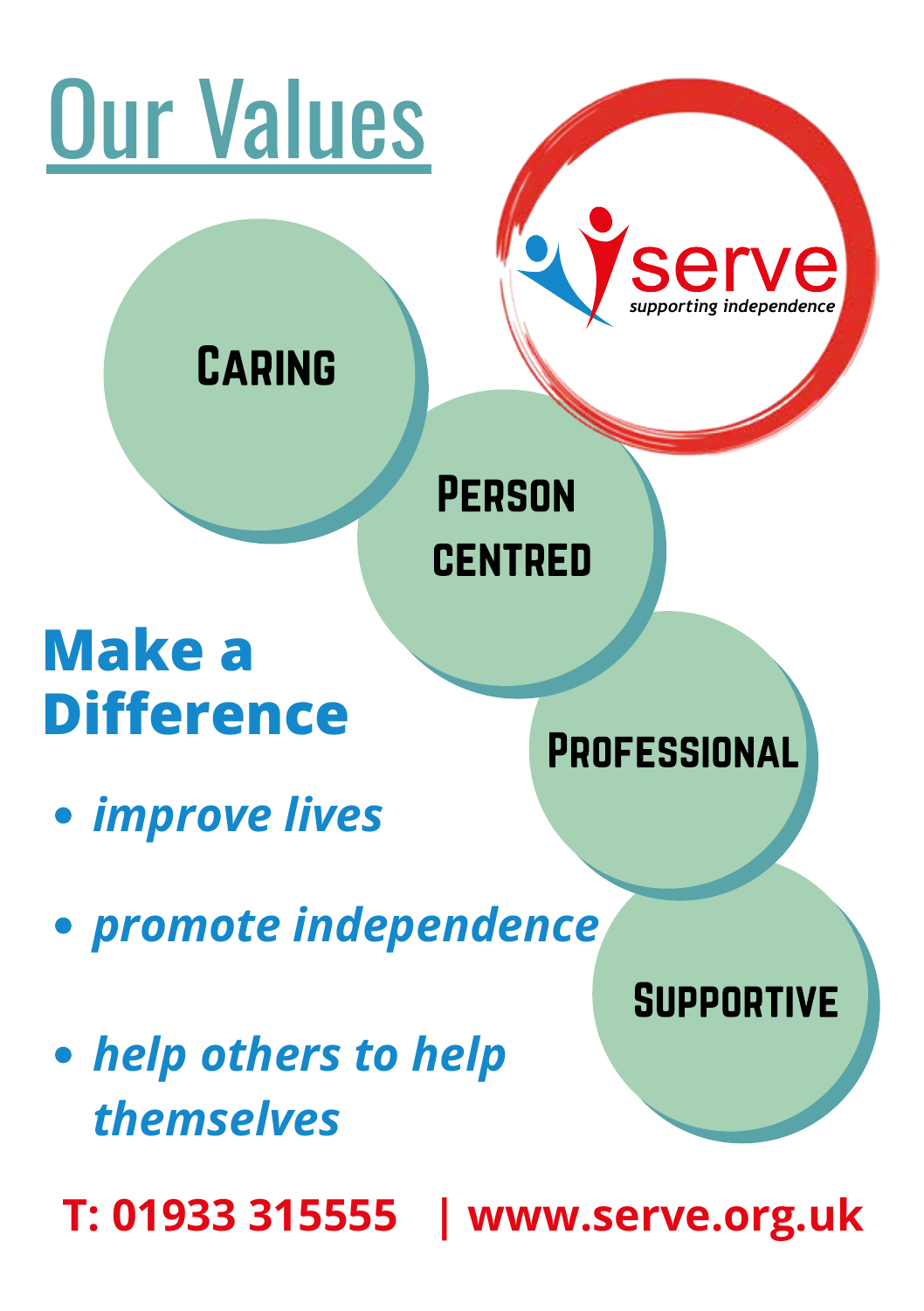# Our Values

serve
*supporting independence*

**Caring**

**Person centred**

**Professional**

**Supportive**

## Make a Difference

- ***improve lives***
- ***promote independence***
- ***help others to help themselves***

**T: 01933 315555 | www.serve.org.uk**